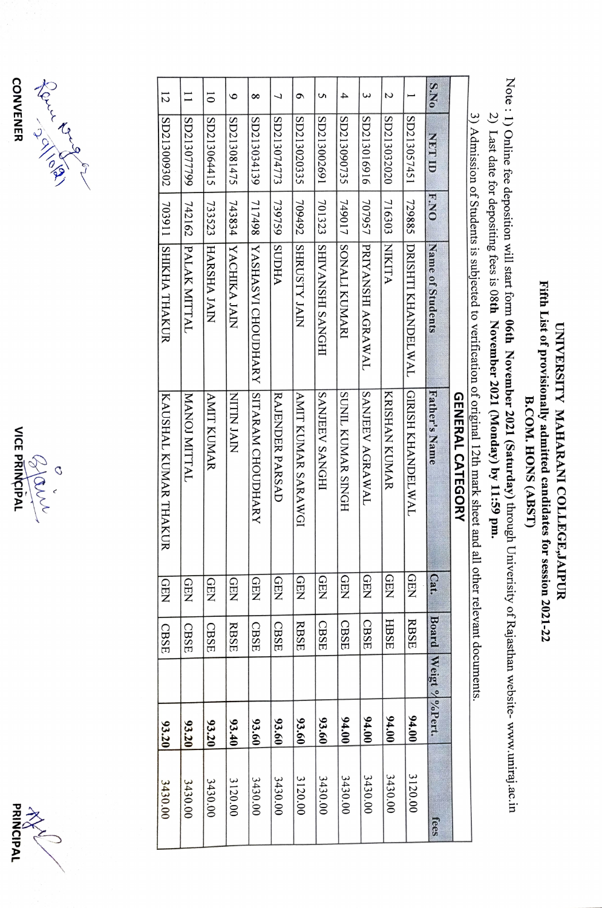# UNIVERSITY MAHARANI COLLEGE,JAIPUR

## Fifth List of provisionally admitted candidates for session 2021-22

## B.COM. HONS (ABST)

Note : 1) Online fee deposition will start form **06th November 2021 (Saturday)** through Univerisity of Rajasthan website- www.uniraj.ac.in

2) Last date for depositing fees is 08**th November 2021 (Monday) by 11:59 pm.**

3) Admission of Students is subjected to verification of original 12th mark sheet and all other relevant documents.

### GENERAL CATEGORY

| S.No | NET ID | F.NO | Name of Students | Father's Name | Cat. | Board | Weigt % | %Pert. | fees |
|---|---|---|---|---|---|---|---|---|---|
| 1 | SD213057451 | 729885 | DRISHTI KHANDELWAL | GIRISH KHANDELWAL | GEN | RBSE | | **94.00** | 3120.00 |
| 2 | SD213032020 | 716303 | NIKITA | KRISHAN KUMAR | GEN | HBSE | | **94.00** | 3430.00 |
| 3 | SD213016916 | 707957 | PRIYANSHI AGRAWAL | SANJEEV AGRAWAL | GEN | CBSE | | **94.00** | 3430.00 |
| 4 | SD213090735 | 749017 | SONALI KUMARI | SUNIL KUMAR SINGH | GEN | CBSE | | **94.00** | 3430.00 |
| 5 | SD213002691 | 701323 | SHIVANSHI SANGHI | SANJEEV SANGHI | GEN | CBSE | | **93.60** | 3430.00 |
| 6 | SD213020335 | 709492 | SHRUSTY JAIN | AMIT KUMAR SARAWGI | GEN | RBSE | | **93.60** | 3120.00 |
| 7 | SD213074773 | 739759 | SUDHA | RAJENDER PARSAD | GEN | CBSE | | **93.60** | 3430.00 |
| 8 | SD213034139 | 717498 | YASHASVI CHOUDHARY | SITARAM CHOUDHARY | GEN | CBSE | | **93.60** | 3430.00 |
| 9 | SD213081475 | 743834 | YACHIKA JAIN | NITIN JAIN | GEN | RBSE | | **93.40** | 3120.00 |
| 10 | SD213064415 | 733523 | HARSHA JAIN | AMIT KUMAR | GEN | CBSE | | **93.20** | 3430.00 |
| 11 | SD213077991 | 742162 | PALAK MITTAL | MANOJ MITTAL | GEN | CBSE | | **93.20** | 3430.00 |
| 12 | SD213009302 | 703911 | SHIKHA THAKUR | KAUSHAL KUMAR THAKUR | GEN | CBSE | | **93.20** | 3430.00 |

29/10/21

CONVENER

VICE PRINCIPAL

PRINCIPAL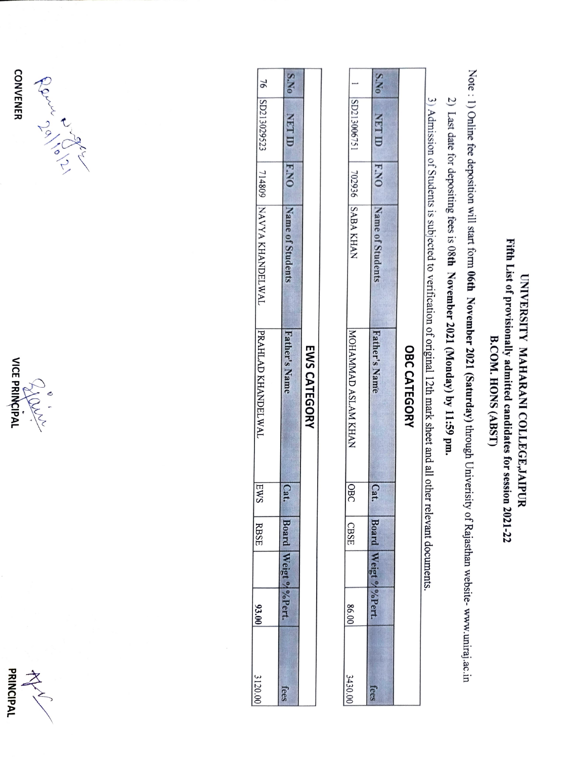# UNIVERSITY MAHARANI COLLEGE,JAIPUR

## Fifth List of provisionally admitted candidates for session 2021-22

## B.COM. HONS (ABST)

### OBC CATEGORY

| S.No | NET ID | F.NO | Name of Students | Father's Name | Cat. | Board | Weigt % | %Pert. | fees |
|---|---|---|---|---|---|---|---|---|---|
| 1 | SD21306751 | 702936 | SABA KHAN | MOHAMMAD ASLAM KHAN | OBC | CBSE | | 86.00 | 3430.00 |

### EWS CATEGORY

| S.No | NET ID | F.NO | Name of Students | Father's Name | Cat. | Board | Weigt % | %Pert. | fees |
|---|---|---|---|---|---|---|---|---|---|
| 76 | SD21029523 | 714809 | NAVYA KHANDELWAL | PRAHLAD KHANDELWAL | EWS | RBSE | | 93.00 | 3120.00 |

Note : 1) Online fee deposition will start form **06th November 2021 (Saturday)** through University of Rajasthan website- www.uniraj.ac.in

2) Last date for depositing fees is 0**8th November 2021 (Monday) by 11:59 pm.**

3) Admission of Students is subjected to verification of original 12th mark sheet and all other relevant documents.

29/10/21

CONVENER

VICE PRINCIPAL

PRINCIPAL